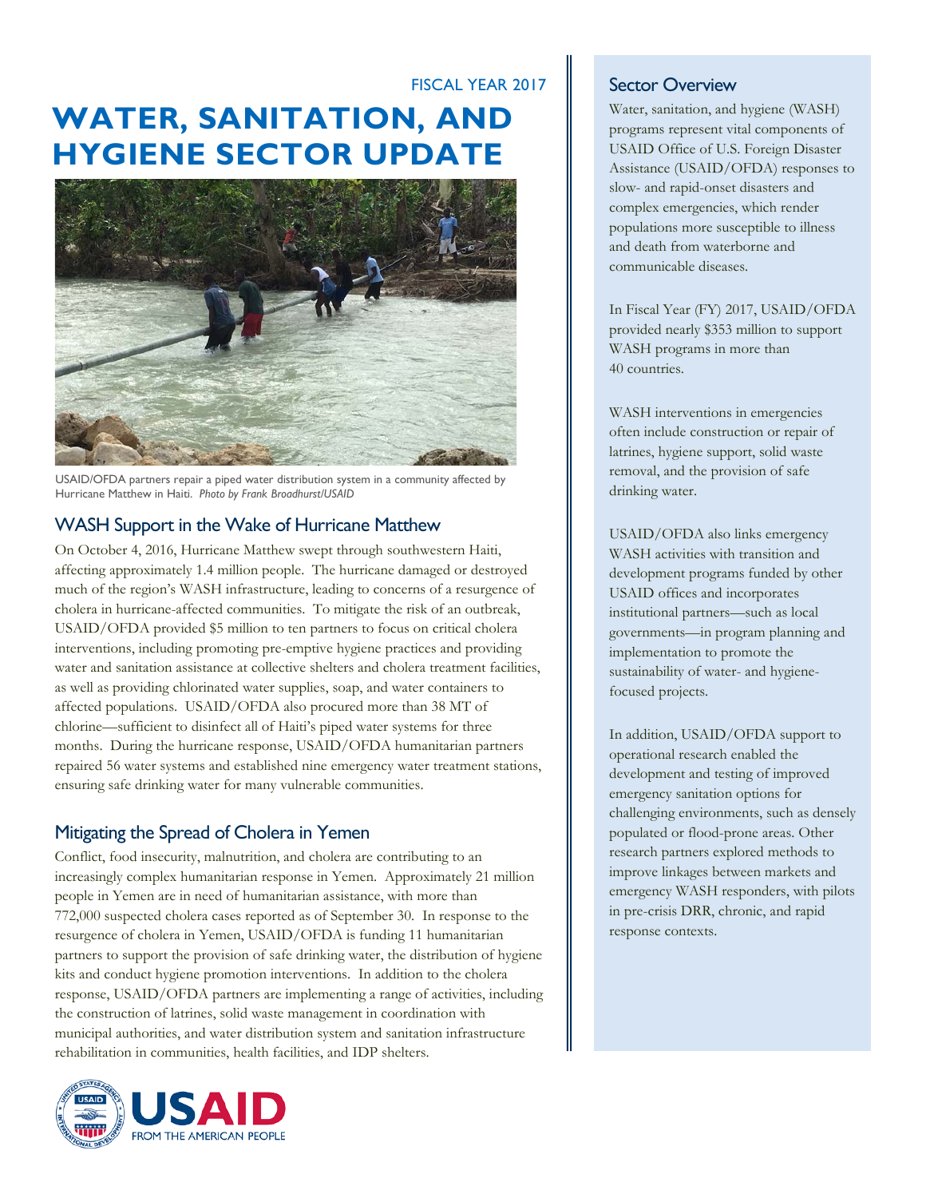FISCAL YEAR 2017

# WATER, SANITATION, AND HYGIENE SECTOR UPDATE

USAID/OFDA partners repair a piped water distribution system in a community affected by Hurricane Matthew in Haiti. *Photo by Frank Broadhurst/USAID*

## WASH Support in the Wake of Hurricane Matthew

On October 4, 2016, Hurricane Matthew swept through southwestern Haiti, affecting approximately 1.4 million people. The hurricane damaged or destroyed much of the region's WASH infrastructure, leading to concerns of a resurgence of cholera in hurricane-affected communities. To mitigate the risk of an outbreak, USAID/OFDA provided $5 million to ten partners to focus on critical cholera interventions, including promoting pre-emptive hygiene practices and providing water and sanitation assistance at collective shelters and cholera treatment facilities, as well as providing chlorinated water supplies, soap, and water containers to affected populations. USAID/OFDA also procured more than 38 MT of chlorine—sufficient to disinfect all of Haiti's piped water systems for three months. During the hurricane response, USAID/OFDA humanitarian partners repaired 56 water systems and established nine emergency water treatment stations, ensuring safe drinking water for many vulnerable communities.

## Mitigating the Spread of Cholera in Yemen

Conflict, food insecurity, malnutrition, and cholera are contributing to an increasingly complex humanitarian response in Yemen. Approximately 21 million people in Yemen are in need of humanitarian assistance, with more than 772,000 suspected cholera cases reported as of September 30. In response to the resurgence of cholera in Yemen, USAID/OFDA is funding 11 humanitarian partners to support the provision of safe drinking water, the distribution of hygiene kits and conduct hygiene promotion interventions. In addition to the cholera response, USAID/OFDA partners are implementing a range of activities, including the construction of latrines, solid waste management in coordination with municipal authorities, and water distribution system and sanitation infrastructure rehabilitation in communities, health facilities, and IDP shelters.

## Sector Overview

Water, sanitation, and hygiene (WASH) programs represent vital components of USAID Office of U.S. Foreign Disaster Assistance (USAID/OFDA) responses to slow- and rapid-onset disasters and complex emergencies, which render populations more susceptible to illness and death from waterborne and communicable diseases.

In Fiscal Year (FY) 2017, USAID/OFDA provided nearly $353 million to support WASH programs in more than 40 countries.

WASH interventions in emergencies often include construction or repair of latrines, hygiene support, solid waste removal, and the provision of safe drinking water.

USAID/OFDA also links emergency WASH activities with transition and development programs funded by other USAID offices and incorporates institutional partners—such as local governments—in program planning and implementation to promote the sustainability of water- and hygiene-focused projects.

In addition, USAID/OFDA support to operational research enabled the development and testing of improved emergency sanitation options for challenging environments, such as densely populated or flood-prone areas. Other research partners explored methods to improve linkages between markets and emergency WASH responders, with pilots in pre-crisis DRR, chronic, and rapid response contexts.

USAID
FROM THE AMERICAN PEOPLE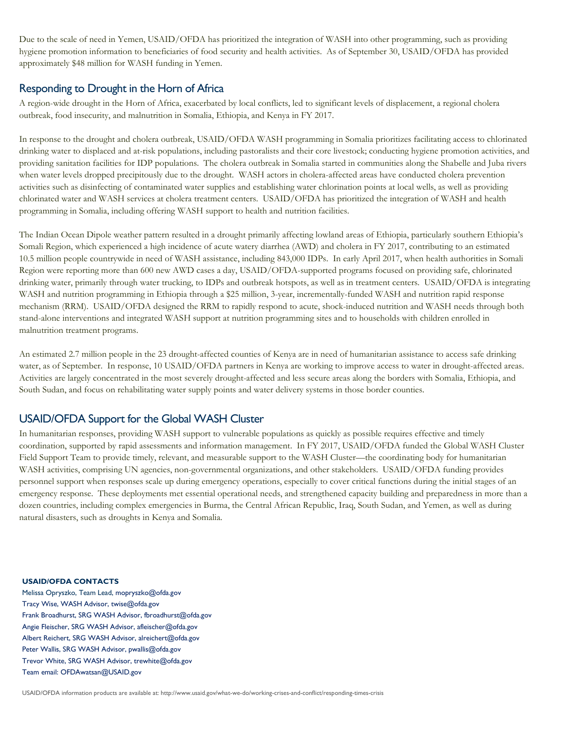Due to the scale of need in Yemen, USAID/OFDA has prioritized the integration of WASH into other programming, such as providing hygiene promotion information to beneficiaries of food security and health activities. As of September 30, USAID/OFDA has provided approximately $48 million for WASH funding in Yemen.

## Responding to Drought in the Horn of Africa

A region-wide drought in the Horn of Africa, exacerbated by local conflicts, led to significant levels of displacement, a regional cholera outbreak, food insecurity, and malnutrition in Somalia, Ethiopia, and Kenya in FY 2017.

In response to the drought and cholera outbreak, USAID/OFDA WASH programming in Somalia prioritizes facilitating access to chlorinated drinking water to displaced and at-risk populations, including pastoralists and their core livestock; conducting hygiene promotion activities, and providing sanitation facilities for IDP populations. The cholera outbreak in Somalia started in communities along the Shabelle and Juba rivers when water levels dropped precipitously due to the drought. WASH actors in cholera-affected areas have conducted cholera prevention activities such as disinfecting of contaminated water supplies and establishing water chlorination points at local wells, as well as providing chlorinated water and WASH services at cholera treatment centers. USAID/OFDA has prioritized the integration of WASH and health programming in Somalia, including offering WASH support to health and nutrition facilities.

The Indian Ocean Dipole weather pattern resulted in a drought primarily affecting lowland areas of Ethiopia, particularly southern Ethiopia's Somali Region, which experienced a high incidence of acute watery diarrhea (AWD) and cholera in FY 2017, contributing to an estimated 10.5 million people countrywide in need of WASH assistance, including 843,000 IDPs. In early April 2017, when health authorities in Somali Region were reporting more than 600 new AWD cases a day, USAID/OFDA-supported programs focused on providing safe, chlorinated drinking water, primarily through water trucking, to IDPs and outbreak hotspots, as well as in treatment centers. USAID/OFDA is integrating WASH and nutrition programming in Ethiopia through a $25 million, 3-year, incrementally-funded WASH and nutrition rapid response mechanism (RRM). USAID/OFDA designed the RRM to rapidly respond to acute, shock-induced nutrition and WASH needs through both stand-alone interventions and integrated WASH support at nutrition programming sites and to households with children enrolled in malnutrition treatment programs.

An estimated 2.7 million people in the 23 drought-affected counties of Kenya are in need of humanitarian assistance to access safe drinking water, as of September. In response, 10 USAID/OFDA partners in Kenya are working to improve access to water in drought-affected areas. Activities are largely concentrated in the most severely drought-affected and less secure areas along the borders with Somalia, Ethiopia, and South Sudan, and focus on rehabilitating water supply points and water delivery systems in those border counties.

## USAID/OFDA Support for the Global WASH Cluster

In humanitarian responses, providing WASH support to vulnerable populations as quickly as possible requires effective and timely coordination, supported by rapid assessments and information management. In FY 2017, USAID/OFDA funded the Global WASH Cluster Field Support Team to provide timely, relevant, and measurable support to the WASH Cluster—the coordinating body for humanitarian WASH activities, comprising UN agencies, non-governmental organizations, and other stakeholders. USAID/OFDA funding provides personnel support when responses scale up during emergency operations, especially to cover critical functions during the initial stages of an emergency response. These deployments met essential operational needs, and strengthened capacity building and preparedness in more than a dozen countries, including complex emergencies in Burma, the Central African Republic, Iraq, South Sudan, and Yemen, as well as during natural disasters, such as droughts in Kenya and Somalia.

**USAID/OFDA CONTACTS**

Melissa Opryszko, Team Lead, mopryszko@ofda.gov
Tracy Wise, WASH Advisor, twise@ofda.gov
Frank Broadhurst, SRG WASH Advisor, fbroadhurst@ofda.gov
Angie Fleischer, SRG WASH Advisor, afleischer@ofda.gov
Albert Reichert, SRG WASH Advisor, alreichert@ofda.gov
Peter Wallis, SRG WASH Advisor, pwallis@ofda.gov
Trevor White, SRG WASH Advisor, trewhite@ofda.gov
Team email: OFDAwatsan@USAID.gov

USAID/OFDA information products are available at: http://www.usaid.gov/what-we-do/working-crises-and-conflict/responding-times-crisis